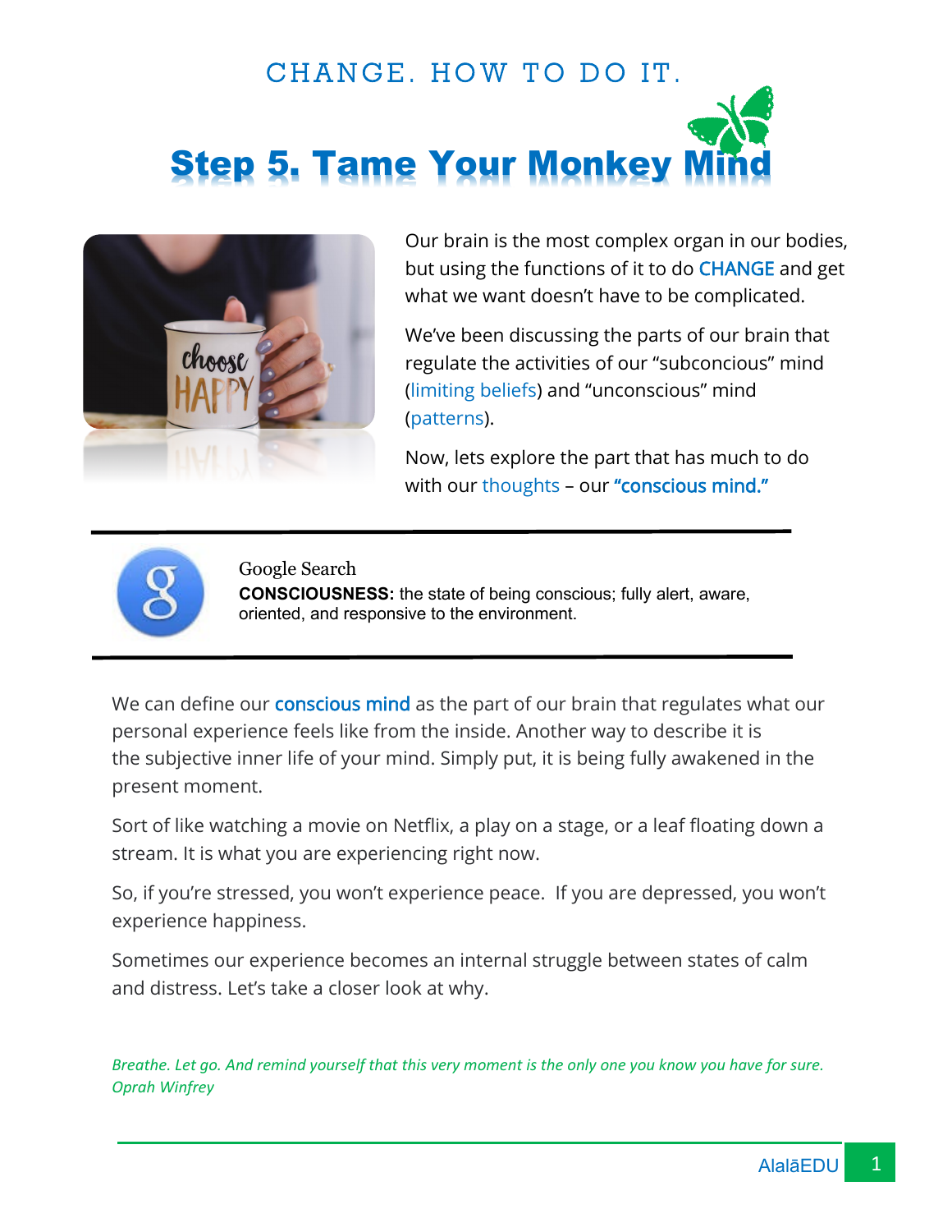CHANGE. HOW TO DO IT.

# Step 5. Tame Your Monkey Mind

Our brain is the most complex organ in our bodies, but using the functions of it to do CHANGE and get what we want doesn't have to be complicated.

We've been discussing the parts of our brain that regulate the activities of our "subconcious" mind (limiting beliefs) and "unconscious" mind (patterns).

Now, lets explore the part that has much to do with our thoughts – our **"conscious mind."**

---

Google Search

**CONSCIOUSNESS:** the state of being conscious; fully alert, aware, oriented, and responsive to the environment.

---

We can define our **conscious mind** as the part of our brain that regulates what our personal experience feels like from the inside. Another way to describe it is the subjective inner life of your mind. Simply put, it is being fully awakened in the present moment.

Sort of like watching a movie on Netflix, a play on a stage, or a leaf floating down a stream. It is what you are experiencing right now.

So, if you're stressed, you won't experience peace. If you are depressed, you won't experience happiness.

Sometimes our experience becomes an internal struggle between states of calm and distress. Let's take a closer look at why.

*Breathe. Let go. And remind yourself that this very moment is the only one you know you have for sure.*
*Oprah Winfrey*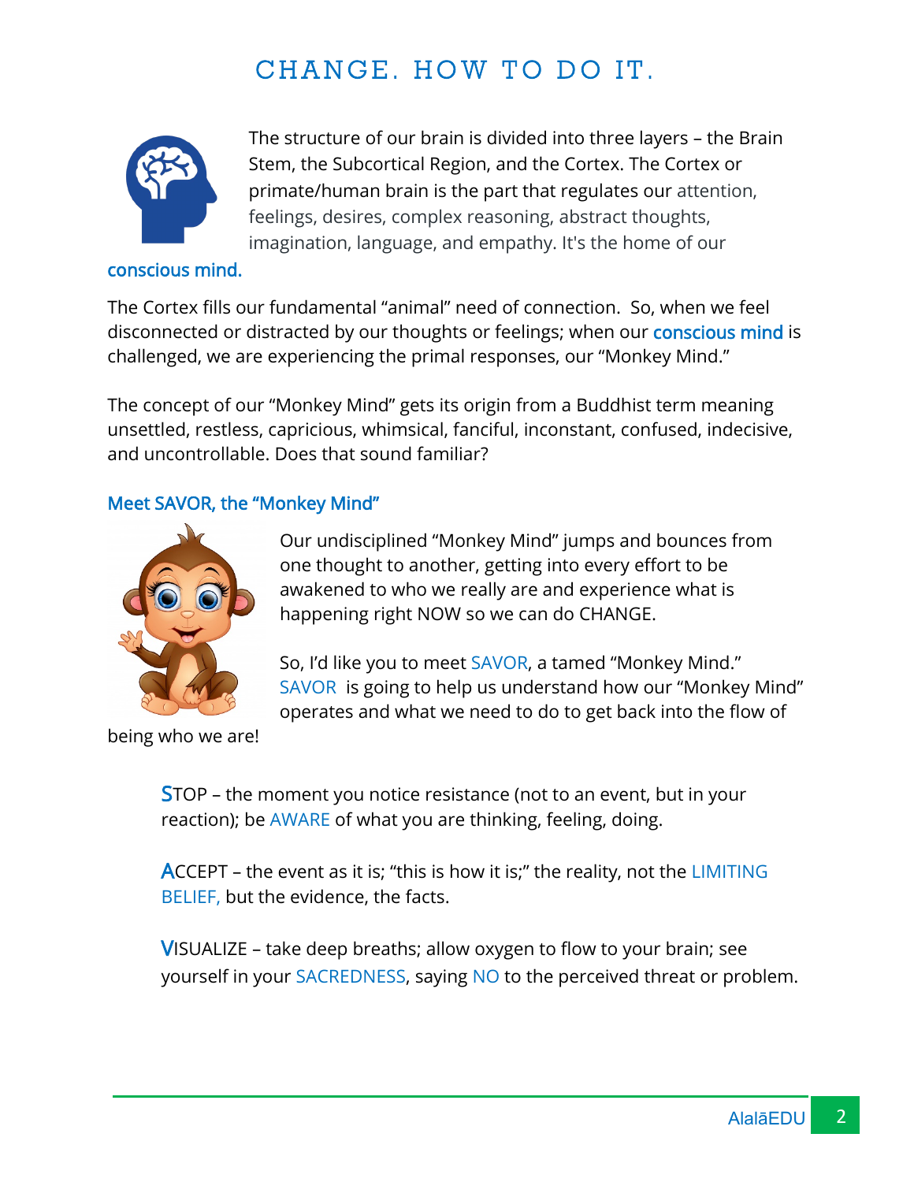# CHANGE. HOW TO DO IT.

The structure of our brain is divided into three layers – the Brain Stem, the Subcortical Region, and the Cortex. The Cortex or primate/human brain is the part that regulates our attention, feelings, desires, complex reasoning, abstract thoughts, imagination, language, and empathy. It's the home of our conscious mind.

The Cortex fills our fundamental "animal" need of connection. So, when we feel disconnected or distracted by our thoughts or feelings; when our conscious mind is challenged, we are experiencing the primal responses, our "Monkey Mind."

The concept of our "Monkey Mind" gets its origin from a Buddhist term meaning unsettled, restless, capricious, whimsical, fanciful, inconstant, confused, indecisive, and uncontrollable. Does that sound familiar?

### Meet SAVOR, the "Monkey Mind"

Our undisciplined "Monkey Mind" jumps and bounces from one thought to another, getting into every effort to be awakened to who we really are and experience what is happening right NOW so we can do CHANGE.

So, I'd like you to meet SAVOR, a tamed "Monkey Mind." SAVOR is going to help us understand how our "Monkey Mind" operates and what we need to do to get back into the flow of being who we are!

**S**TOP – the moment you notice resistance (not to an event, but in your reaction); be AWARE of what you are thinking, feeling, doing.

**A**CCEPT – the event as it is; "this is how it is;" the reality, not the LIMITING BELIEF, but the evidence, the facts.

**V**ISUALIZE – take deep breaths; allow oxygen to flow to your brain; see yourself in your SACREDNESS, saying NO to the perceived threat or problem.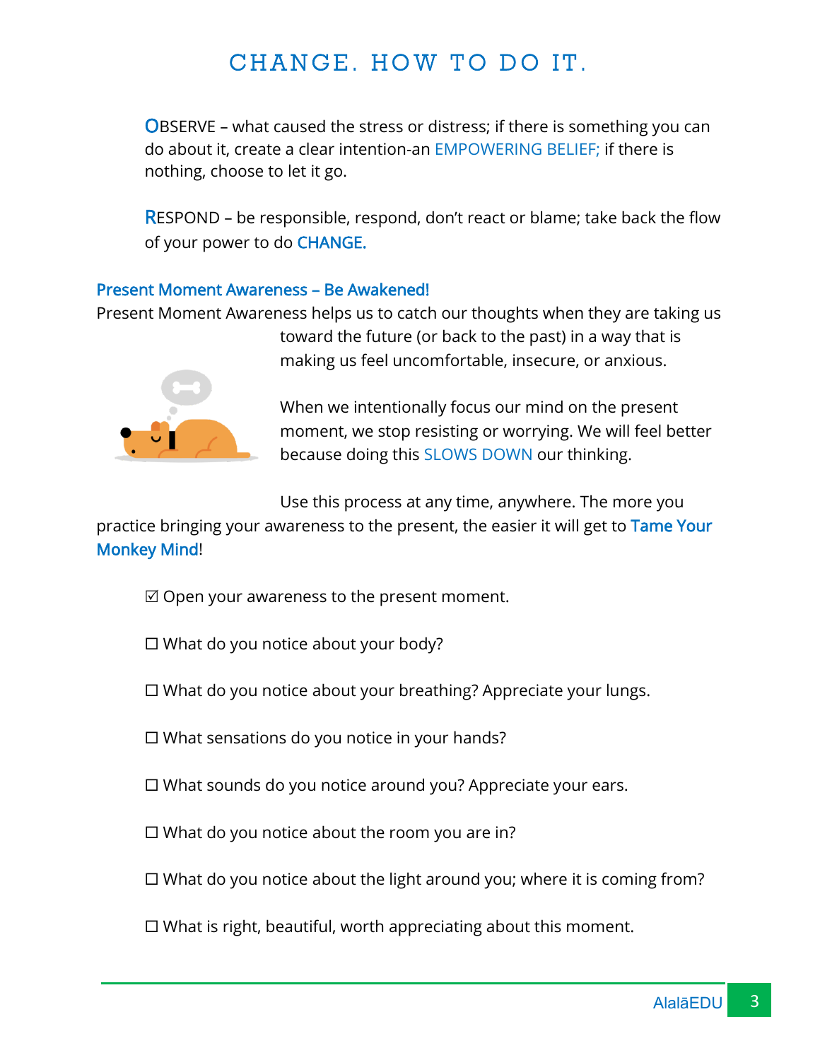# CHANGE. HOW TO DO IT.

OBSERVE – what caused the stress or distress; if there is something you can do about it, create a clear intention-an EMPOWERING BELIEF; if there is nothing, choose to let it go.

RESPOND – be responsible, respond, don't react or blame; take back the flow of your power to do CHANGE.

## Present Moment Awareness – Be Awakened!

Present Moment Awareness helps us to catch our thoughts when they are taking us toward the future (or back to the past) in a way that is making us feel uncomfortable, insecure, or anxious.

When we intentionally focus our mind on the present moment, we stop resisting or worrying. We will feel better because doing this SLOWS DOWN our thinking.

Use this process at any time, anywhere. The more you practice bringing your awareness to the present, the easier it will get to Tame Your Monkey Mind!

- ☑ Open your awareness to the present moment.
- ☐ What do you notice about your body?
- ☐ What do you notice about your breathing? Appreciate your lungs.
- ☐ What sensations do you notice in your hands?
- ☐ What sounds do you notice around you? Appreciate your ears.
- ☐ What do you notice about the room you are in?
- ☐ What do you notice about the light around you; where it is coming from?
- ☐ What is right, beautiful, worth appreciating about this moment.